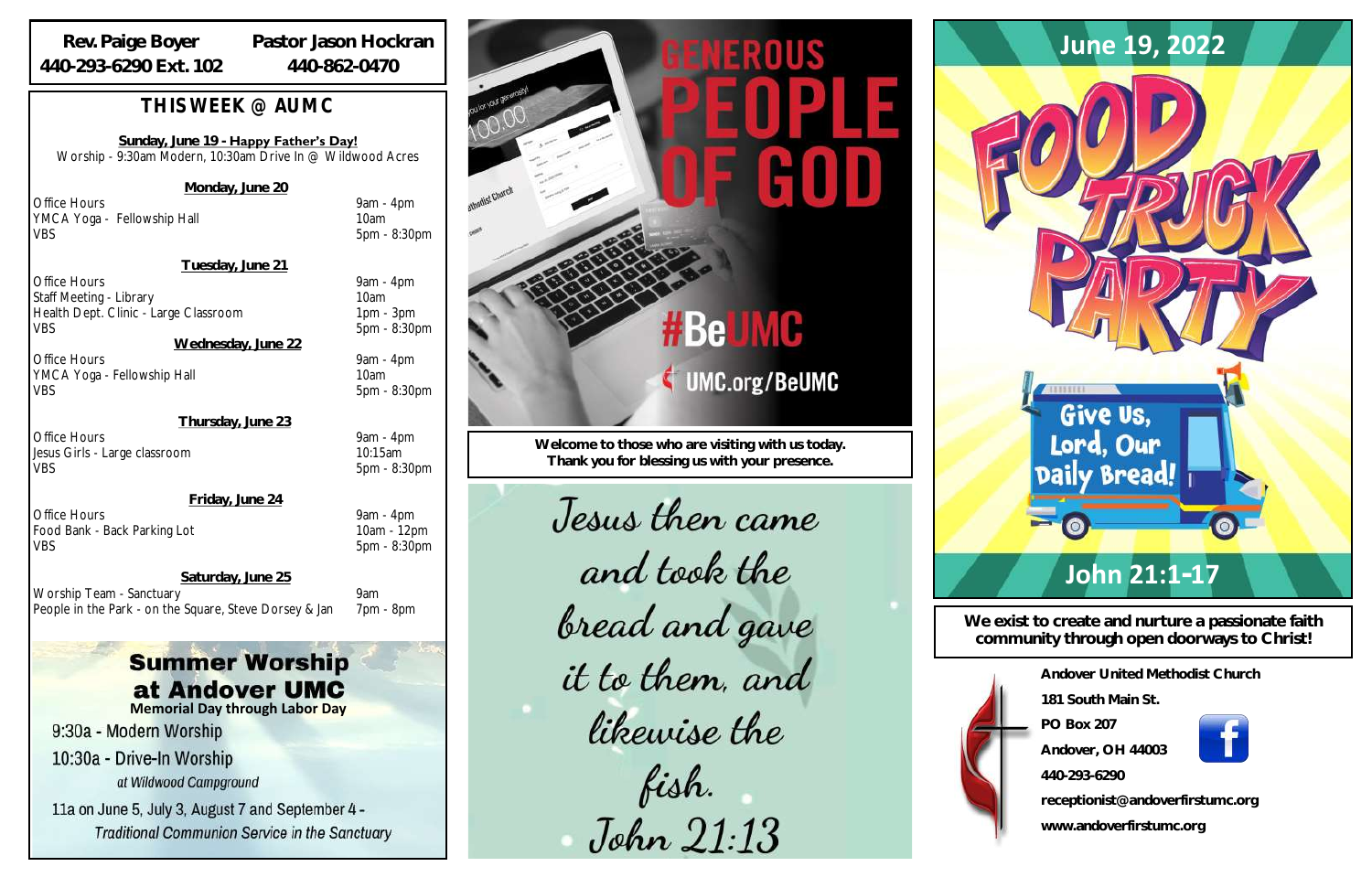**Rev. Paige Boyer**
440-293-6290 Ext. 102

**Pastor Jason Hockran**
440-862-0470

## THIS WEEK @ AUMC

**Sunday, June 19 - Happy Father's Day!**
Worship - 9:30am Modern, 10:30am Drive In @ Wildwood Acres

**Monday, June 20**

| | |
|---|---|
| Office Hours | 9am - 4pm |
| YMCA Yoga - Fellowship Hall | 10am |
| VBS | 5pm - 8:30pm |

**Tuesday, June 21**

| | |
|---|---|
| Office Hours | 9am - 4pm |
| Staff Meeting - Library | 10am |
| Health Dept. Clinic - Large Classroom | 1pm - 3pm |
| VBS | 5pm - 8:30pm |

**Wednesday, June 22**

| | |
|---|---|
| Office Hours | 9am - 4pm |
| YMCA Yoga - Fellowship Hall | 10am |
| VBS | 5pm - 8:30pm |

**Thursday, June 23**

| | |
|---|---|
| Office Hours | 9am - 4pm |
| Jesus Girls - Large classroom | 10:15am |
| VBS | 5pm - 8:30pm |

**Friday, June 24**

| | |
|---|---|
| Office Hours | 9am - 4pm |
| Food Bank - Back Parking Lot | 10am - 12pm |
| VBS | 5pm - 8:30pm |

**Saturday, June 25**

| | |
|---|---|
| Worship Team - Sanctuary | 9am |
| People in the Park - on the Square, Steve Dorsey & Jan | 7pm - 8pm |

## Summer Worship at Andover UMC
**Memorial Day through Labor Day**

9:30a - Modern Worship
10:30a - Drive-In Worship
*at Wildwood Campground*
11a on June 5, July 3, August 7 and September 4 -
*Traditional Communion Service in the Sanctuary*

GENEROUS PEOPLE OF GOD
#BeUMC
UMC.org/BeUMC

**Welcome to those who are visiting with us today. Thank you for blessing us with your presence.**

*Jesus then came and took the bread and gave it to them, and likewise the fish.*
*John 21:13*

## June 19, 2022

# FOOD TRUCK PARTY

Give Us, Lord, Our Daily Bread!

## John 21:1-17

**We exist to create and nurture a passionate faith community through open doorways to Christ!**

**Andover United Methodist Church**
**181 South Main St.**
**PO Box 207**
**Andover, OH 44003**
**440-293-6290**
**receptionist@andoverfirstumc.org**
**www.andoverfirstumc.org**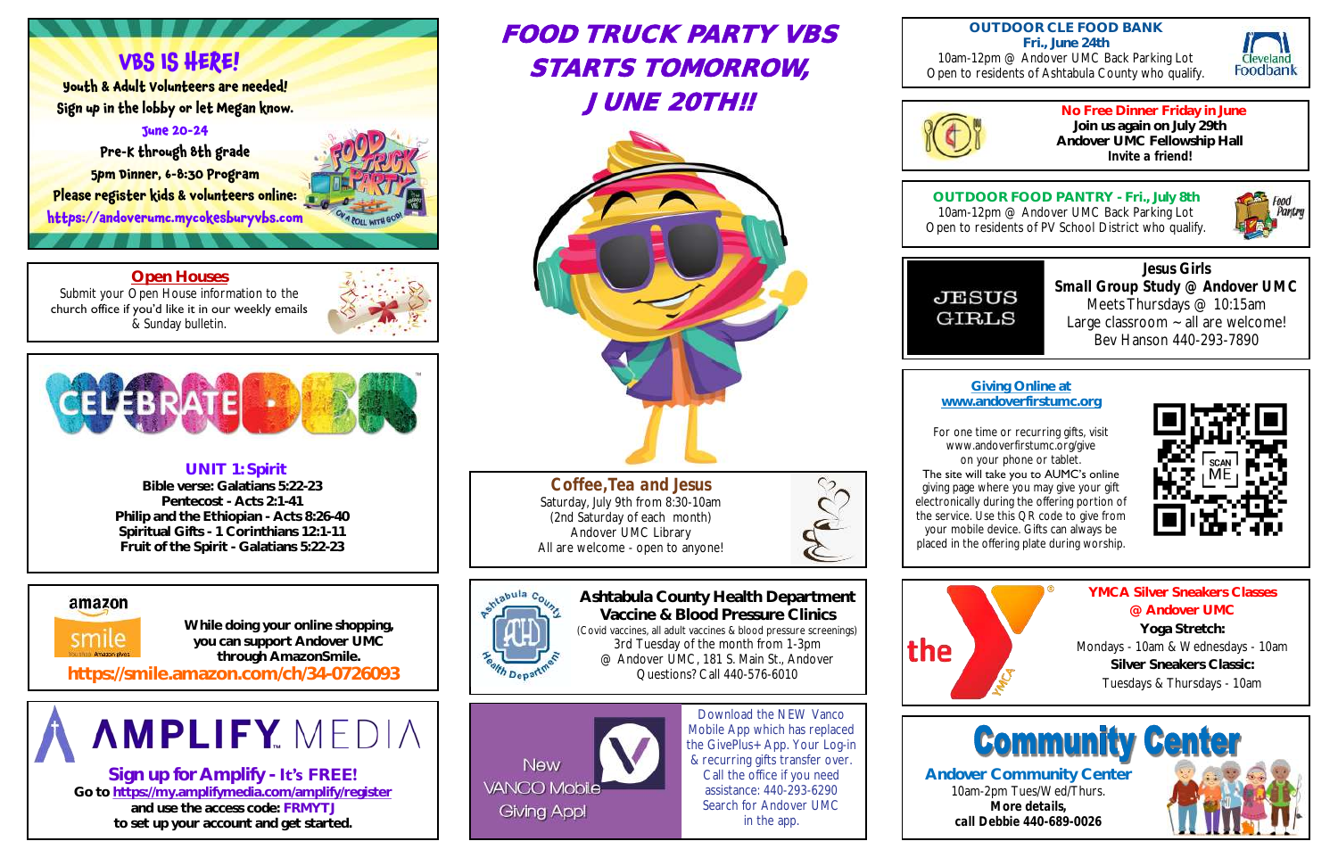# VBS IS HERE!

Youth & Adult Volunteers are needed!
Sign up in the lobby or let Megan know.

June 20-24

Pre-K through 8th grade

5pm Dinner, 6-8:30 Program

Please register kids & volunteers online:

https://andoverumc.mycokesburyvbs.com

## Open Houses

Submit your Open House information to the church office if you'd like it in our weekly emails & Sunday bulletin.

## CELEBRATE WONDER

**UNIT 1: Spirit**

**Bible verse: Galatians 5:22-23**
**Pentecost - Acts 2:1-41**
**Philip and the Ethiopian - Acts 8:26-40**
**Spiritual Gifts - 1 Corinthians 12:1-11**
**Fruit of the Spirit - Galatians 5:22-23**

## amazon smile

**While doing your online shopping, you can support Andover UMC through AmazonSmile.**

**https://smile.amazon.com/ch/34-0726093**

## AMPLIFY MEDIA

**Sign up for Amplify - It's FREE!**
**Go to https://my.amplifymedia.com/amplify/register and use the access code: FRMYTJ to set up your account and get started.**

# FOOD TRUCK PARTY VBS STARTS TOMORROW, JUNE 20TH!!

## Coffee, Tea and Jesus

Saturday, July 9th from 8:30-10am
(2nd Saturday of each month)
Andover UMC Library
All are welcome - open to anyone!

## Ashtabula County Health Department Vaccine & Blood Pressure Clinics

(Covid vaccines, all adult vaccines & blood pressure screenings)
3rd Tuesday of the month from 1-3pm
@ Andover UMC, 181 S. Main St., Andover
Questions? Call 440-576-6010

## New VANCO Mobile Giving App!

Download the NEW Vanco Mobile App which has replaced the GivePlus+ App. Your Log-in & recurring gifts transfer over. Call the office if you need assistance: 440-293-6290
Search for Andover UMC in the app.

## OUTDOOR CLE FOOD BANK

**Fri., June 24th**
10am-12pm @ Andover UMC Back Parking Lot
Open to residents of Ashtabula County who qualify.

## No Free Dinner Friday in June

**Join us again on July 29th**
**Andover UMC Fellowship Hall**
**Invite a friend!**

## OUTDOOR FOOD PANTRY - Fri., July 8th

10am-12pm @ Andover UMC Back Parking Lot
Open to residents of PV School District who qualify.

## Jesus Girls

**Small Group Study @ Andover UMC**
Meets Thursdays @ 10:15am
Large classroom ~ all are welcome!
Bev Hanson 440-293-7890

## Giving Online at www.andoverfirstumc.org

For one time or recurring gifts, visit www.andoverfirstumc.org/give on your phone or tablet.
The site will take you to AUMC's online giving page where you may give your gift electronically during the offering portion of the service. Use this QR code to give from your mobile device. Gifts can always be placed in the offering plate during worship.

## YMCA Silver Sneakers Classes @ Andover UMC

**Yoga Stretch:**
Mondays - 10am & Wednesdays - 10am
**Silver Sneakers Classic:**
Tuesdays & Thursdays - 10am

## Community Center

**Andover Community Center**
10am-2pm Tues/Wed/Thurs.
**More details, call Debbie 440-689-0026**